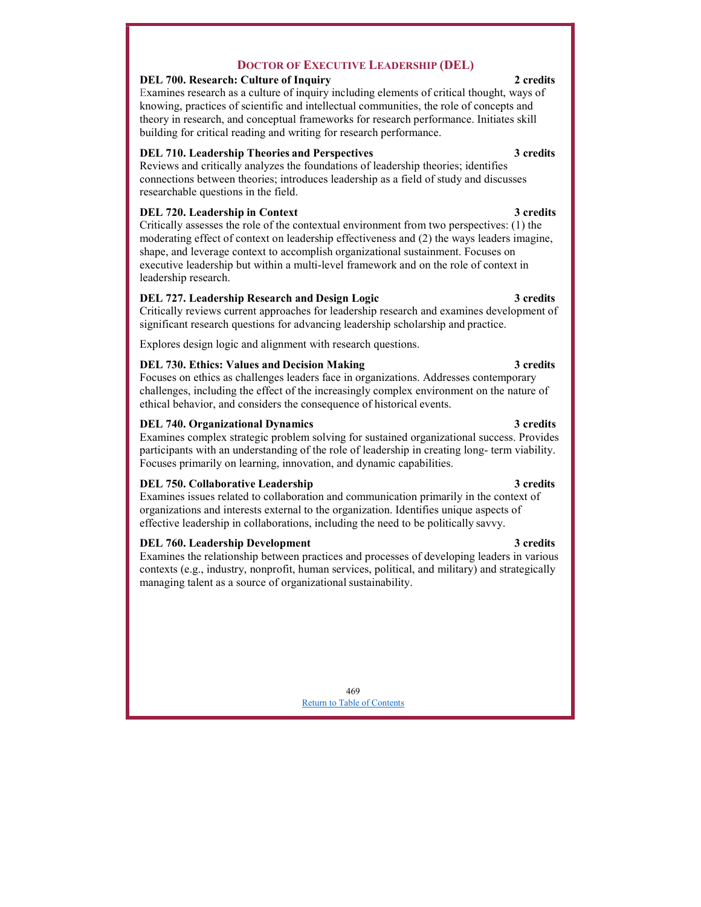## DOCTOR OF EXECUTIVE LEADERSHIP (DEL)

**DEL 700. Research: Culture of Inquiry** **2 credits**
Examines research as a culture of inquiry including elements of critical thought, ways of knowing, practices of scientific and intellectual communities, the role of concepts and theory in research, and conceptual frameworks for research performance. Initiates skill building for critical reading and writing for research performance.

**DEL 710. Leadership Theories and Perspectives** **3 credits**
Reviews and critically analyzes the foundations of leadership theories; identifies connections between theories; introduces leadership as a field of study and discusses researchable questions in the field.

**DEL 720. Leadership in Context** **3 credits**
Critically assesses the role of the contextual environment from two perspectives: (1) the moderating effect of context on leadership effectiveness and (2) the ways leaders imagine, shape, and leverage context to accomplish organizational sustainment. Focuses on executive leadership but within a multi-level framework and on the role of context in leadership research.

**DEL 727. Leadership Research and Design Logic** **3 credits**
Critically reviews current approaches for leadership research and examines development of significant research questions for advancing leadership scholarship and practice.

Explores design logic and alignment with research questions.

**DEL 730. Ethics: Values and Decision Making** **3 credits**
Focuses on ethics as challenges leaders face in organizations. Addresses contemporary challenges, including the effect of the increasingly complex environment on the nature of ethical behavior, and considers the consequence of historical events.

**DEL 740. Organizational Dynamics** **3 credits**
Examines complex strategic problem solving for sustained organizational success. Provides participants with an understanding of the role of leadership in creating long- term viability. Focuses primarily on learning, innovation, and dynamic capabilities.

**DEL 750. Collaborative Leadership** **3 credits**
Examines issues related to collaboration and communication primarily in the context of organizations and interests external to the organization. Identifies unique aspects of effective leadership in collaborations, including the need to be politically savvy.

**DEL 760. Leadership Development** **3 credits**
Examines the relationship between practices and processes of developing leaders in various contexts (e.g., industry, nonprofit, human services, political, and military) and strategically managing talent as a source of organizational sustainability.

Return to Table of Contents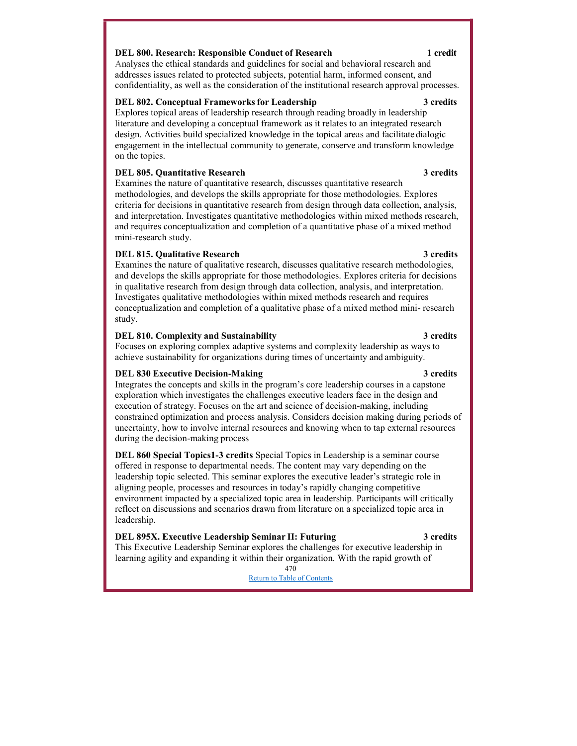**DEL 800. Research: Responsible Conduct of Research** **1 credit**
Analyses the ethical standards and guidelines for social and behavioral research and addresses issues related to protected subjects, potential harm, informed consent, and confidentiality, as well as the consideration of the institutional research approval processes.

**DEL 802. Conceptual Frameworks for Leadership** **3 credits**
Explores topical areas of leadership research through reading broadly in leadership literature and developing a conceptual framework as it relates to an integrated research design. Activities build specialized knowledge in the topical areas and facilitate dialogic engagement in the intellectual community to generate, conserve and transform knowledge on the topics.

**DEL 805. Quantitative Research** **3 credits**
Examines the nature of quantitative research, discusses quantitative research methodologies, and develops the skills appropriate for those methodologies. Explores criteria for decisions in quantitative research from design through data collection, analysis, and interpretation. Investigates quantitative methodologies within mixed methods research, and requires conceptualization and completion of a quantitative phase of a mixed method mini-research study.

**DEL 815. Qualitative Research** **3 credits**
Examines the nature of qualitative research, discusses qualitative research methodologies, and develops the skills appropriate for those methodologies. Explores criteria for decisions in qualitative research from design through data collection, analysis, and interpretation. Investigates qualitative methodologies within mixed methods research and requires conceptualization and completion of a qualitative phase of a mixed method mini- research study.

**DEL 810. Complexity and Sustainability** **3 credits**
Focuses on exploring complex adaptive systems and complexity leadership as ways to achieve sustainability for organizations during times of uncertainty and ambiguity.

**DEL 830 Executive Decision-Making** **3 credits**
Integrates the concepts and skills in the program's core leadership courses in a capstone exploration which investigates the challenges executive leaders face in the design and execution of strategy. Focuses on the art and science of decision-making, including constrained optimization and process analysis. Considers decision making during periods of uncertainty, how to involve internal resources and knowing when to tap external resources during the decision-making process

**DEL 860 Special Topics1-3 credits** Special Topics in Leadership is a seminar course offered in response to departmental needs. The content may vary depending on the leadership topic selected. This seminar explores the executive leader's strategic role in aligning people, processes and resources in today's rapidly changing competitive environment impacted by a specialized topic area in leadership. Participants will critically reflect on discussions and scenarios drawn from literature on a specialized topic area in leadership.

**DEL 895X. Executive Leadership Seminar II: Futuring** **3 credits**
This Executive Leadership Seminar explores the challenges for executive leadership in learning agility and expanding it within their organization. With the rapid growth of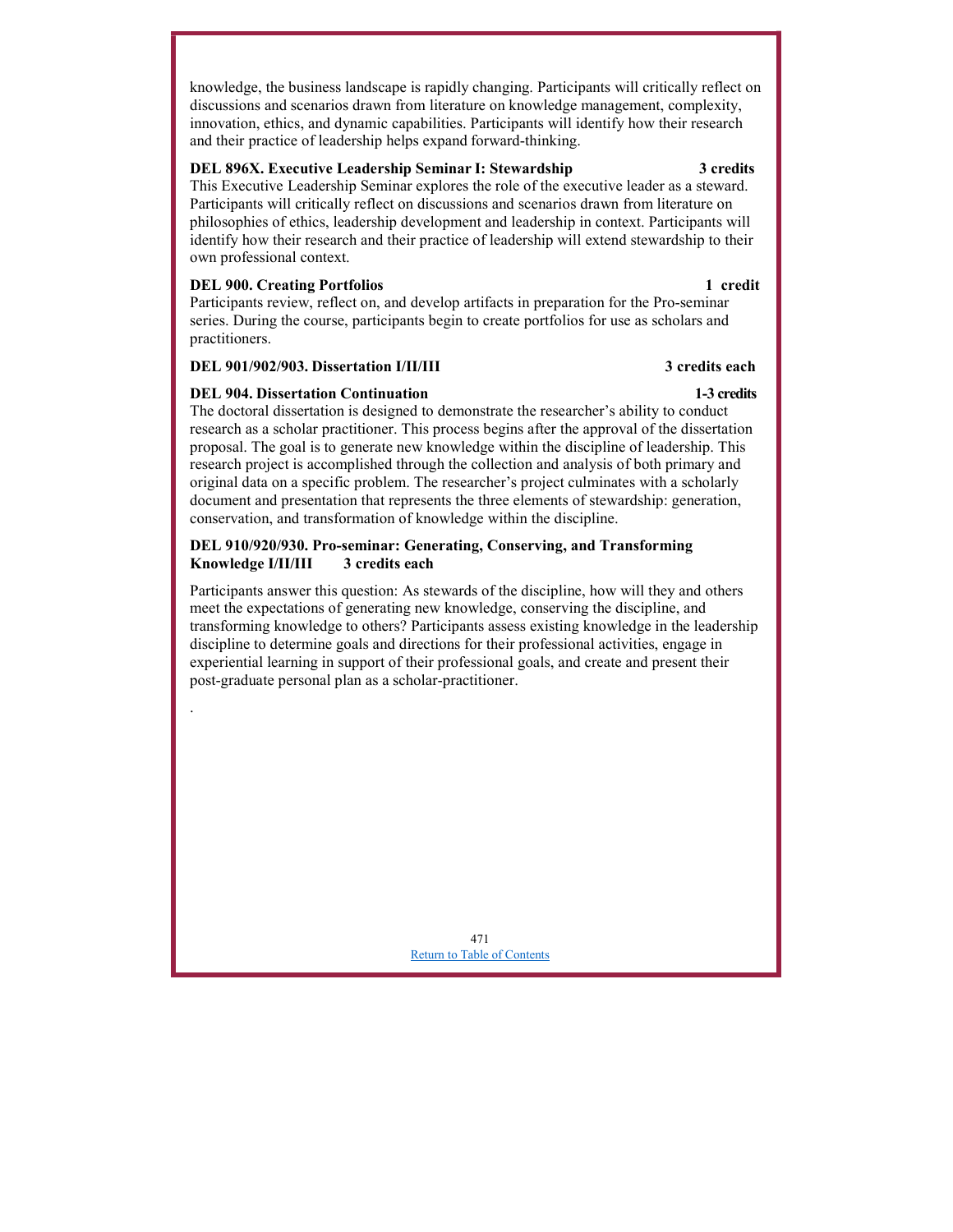knowledge, the business landscape is rapidly changing. Participants will critically reflect on discussions and scenarios drawn from literature on knowledge management, complexity, innovation, ethics, and dynamic capabilities. Participants will identify how their research and their practice of leadership helps expand forward-thinking.

**DEL 896X. Executive Leadership Seminar I: Stewardship — 3 credits**
This Executive Leadership Seminar explores the role of the executive leader as a steward. Participants will critically reflect on discussions and scenarios drawn from literature on philosophies of ethics, leadership development and leadership in context. Participants will identify how their research and their practice of leadership will extend stewardship to their own professional context.

**DEL 900. Creating Portfolios — 1 credit**
Participants review, reflect on, and develop artifacts in preparation for the Pro-seminar series. During the course, participants begin to create portfolios for use as scholars and practitioners.

**DEL 901/902/903. Dissertation I/II/III — 3 credits each**

**DEL 904. Dissertation Continuation — 1-3 credits**
The doctoral dissertation is designed to demonstrate the researcher's ability to conduct research as a scholar practitioner. This process begins after the approval of the dissertation proposal. The goal is to generate new knowledge within the discipline of leadership. This research project is accomplished through the collection and analysis of both primary and original data on a specific problem. The researcher's project culminates with a scholarly document and presentation that represents the three elements of stewardship: generation, conservation, and transformation of knowledge within the discipline.

**DEL 910/920/930. Pro-seminar: Generating, Conserving, and Transforming Knowledge I/II/III — 3 credits each**

Participants answer this question: As stewards of the discipline, how will they and others meet the expectations of generating new knowledge, conserving the discipline, and transforming knowledge to others? Participants assess existing knowledge in the leadership discipline to determine goals and directions for their professional activities, engage in experiential learning in support of their professional goals, and create and present their post-graduate personal plan as a scholar-practitioner.

.

Return to Table of Contents